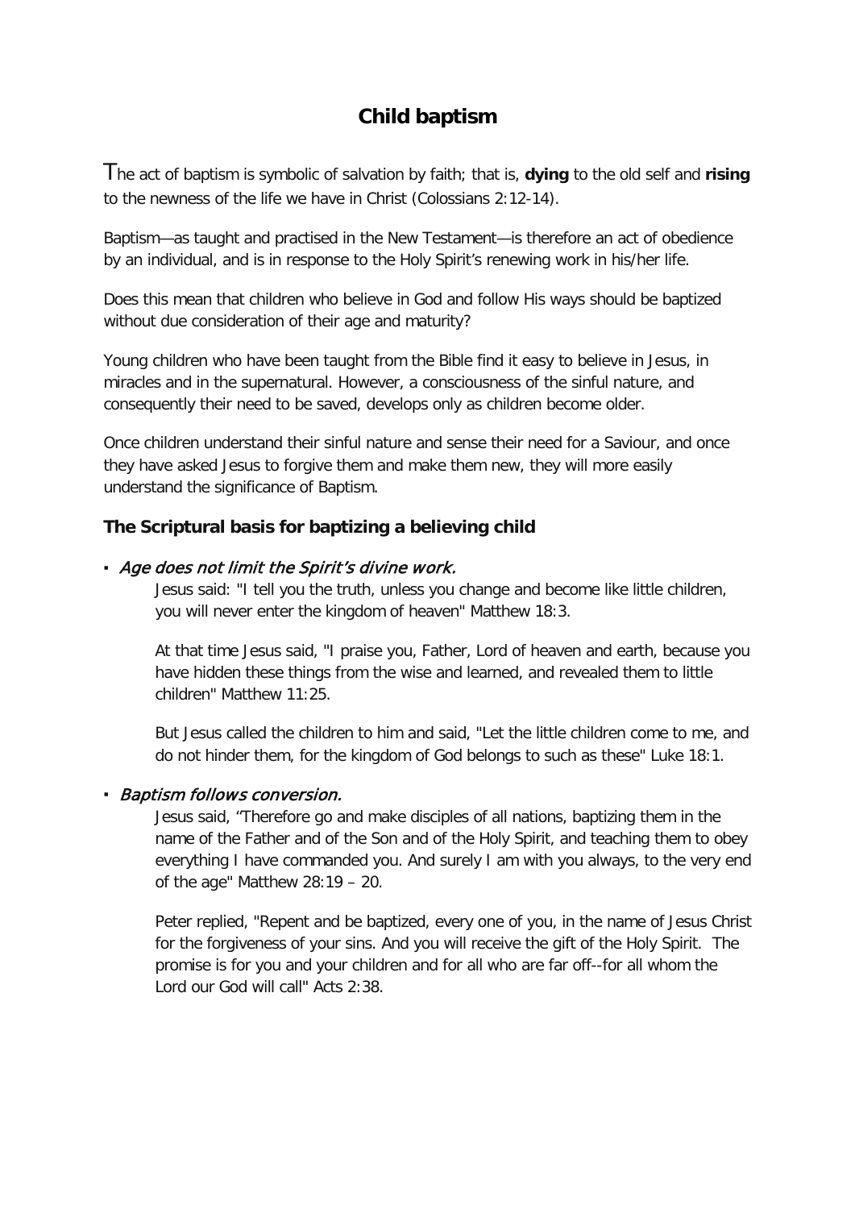# Child baptism

The act of baptism is symbolic of salvation by faith; that is, **dying** to the old self and **rising** to the newness of the life we have in Christ (Colossians 2:12-14).

Baptism—as taught and practised in the New Testament—is therefore an act of obedience by an individual, and is in response to the Holy Spirit's renewing work in his/her life.

Does this mean that children who believe in God and follow His ways should be baptized without due consideration of their age and maturity?

Young children who have been taught from the Bible find it easy to believe in Jesus, in miracles and in the supernatural. However, a consciousness of the sinful nature, and consequently their need to be saved, develops only as children become older.

Once children understand their sinful nature and sense their need for a Saviour, and once they have asked Jesus to forgive them and make them new, they will more easily understand the significance of Baptism.

### The Scriptural basis for baptizing a believing child

- *Age does not limit the Spirit's divine work.*

  Jesus said: "I tell you the truth, unless you change and become like little children, you will never enter the kingdom of heaven" Matthew 18:3.

  At that time Jesus said, "I praise you, Father, Lord of heaven and earth, because you have hidden these things from the wise and learned, and revealed them to little children" Matthew 11:25.

  But Jesus called the children to him and said, "Let the little children come to me, and do not hinder them, for the kingdom of God belongs to such as these" Luke 18:1.

- *Baptism follows conversion.*

  Jesus said, "Therefore go and make disciples of all nations, baptizing them in the name of the Father and of the Son and of the Holy Spirit, and teaching them to obey everything I have commanded you. And surely I am with you always, to the very end of the age" Matthew 28:19 – 20.

  Peter replied, "Repent and be baptized, every one of you, in the name of Jesus Christ for the forgiveness of your sins. And you will receive the gift of the Holy Spirit. The promise is for you and your children and for all who are far off--for all whom the Lord our God will call" Acts 2:38.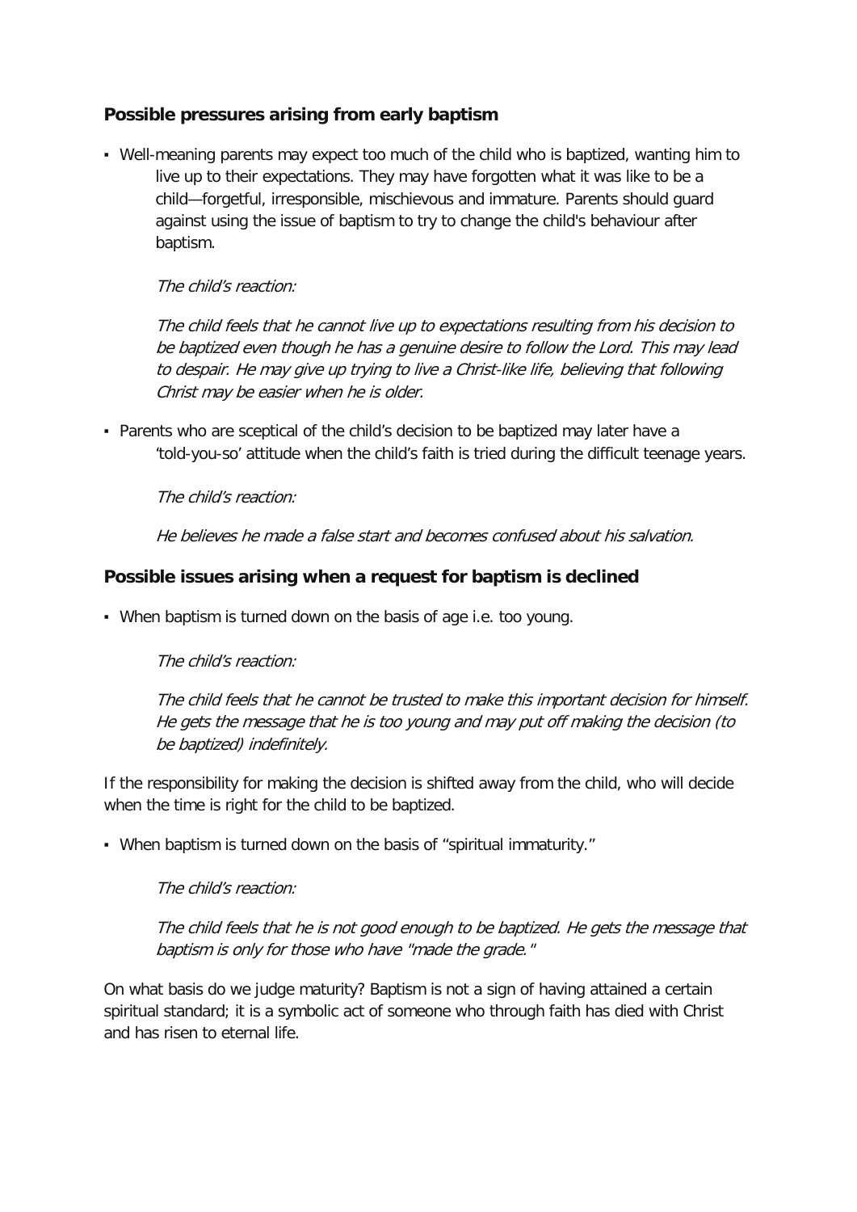### **Possible pressures arising from early baptism**

- Well-meaning parents may expect too much of the child who is baptized, wanting him to live up to their expectations. They may have forgotten what it was like to be a child—forgetful, irresponsible, mischievous and immature. Parents should guard against using the issue of baptism to try to change the child's behaviour after baptism.

  *The child's reaction:*

  *The child feels that he cannot live up to expectations resulting from his decision to be baptized even though he has a genuine desire to follow the Lord. This may lead to despair. He may give up trying to live a Christ-like life, believing that following Christ may be easier when he is older.*

- Parents who are sceptical of the child's decision to be baptized may later have a 'told-you-so' attitude when the child's faith is tried during the difficult teenage years.

  *The child's reaction:*

  *He believes he made a false start and becomes confused about his salvation.*

### **Possible issues arising when a request for baptism is declined**

- When baptism is turned down on the basis of age i.e. too young.

  *The child's reaction:*

  *The child feels that he cannot be trusted to make this important decision for himself. He gets the message that he is too young and may put off making the decision (to be baptized) indefinitely.*

If the responsibility for making the decision is shifted away from the child, who will decide when the time is right for the child to be baptized.

- When baptism is turned down on the basis of "spiritual immaturity."

  *The child's reaction:*

  *The child feels that he is not good enough to be baptized. He gets the message that baptism is only for those who have "made the grade."*

On what basis do we judge maturity? Baptism is not a sign of having attained a certain spiritual standard; it is a symbolic act of someone who through faith has died with Christ and has risen to eternal life.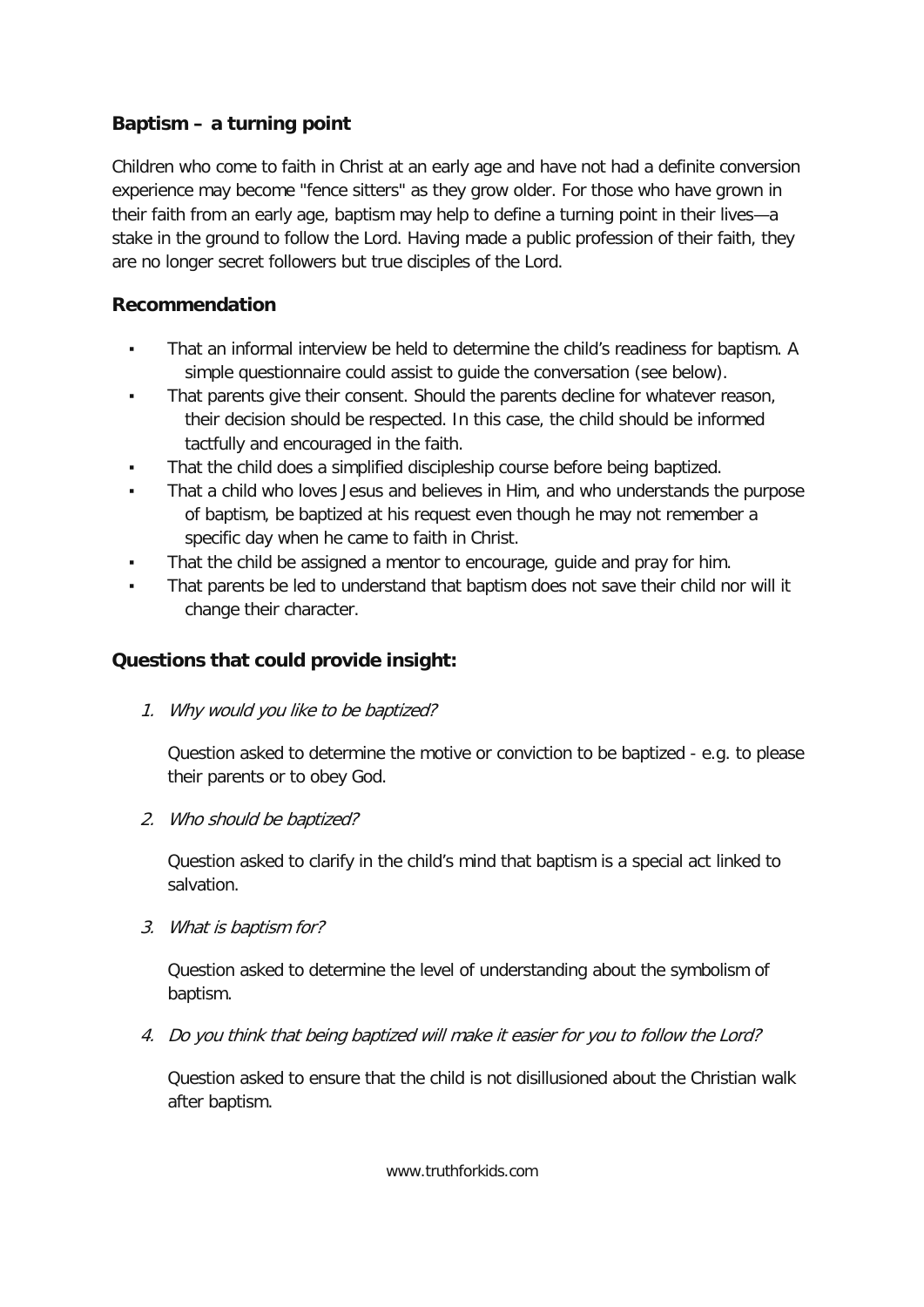### Baptism – a turning point

Children who come to faith in Christ at an early age and have not had a definite conversion experience may become "fence sitters" as they grow older. For those who have grown in their faith from an early age, baptism may help to define a turning point in their lives—a stake in the ground to follow the Lord. Having made a public profession of their faith, they are no longer secret followers but true disciples of the Lord.

### Recommendation

- That an informal interview be held to determine the child's readiness for baptism. A simple questionnaire could assist to guide the conversation (see below).
- That parents give their consent. Should the parents decline for whatever reason, their decision should be respected. In this case, the child should be informed tactfully and encouraged in the faith.
- That the child does a simplified discipleship course before being baptized.
- That a child who loves Jesus and believes in Him, and who understands the purpose of baptism, be baptized at his request even though he may not remember a specific day when he came to faith in Christ.
- That the child be assigned a mentor to encourage, guide and pray for him.
- That parents be led to understand that baptism does not save their child nor will it change their character.

### Questions that could provide insight:

1. *Why would you like to be baptized?*

   Question asked to determine the motive or conviction to be baptized - e.g. to please their parents or to obey God.

2. *Who should be baptized?*

   Question asked to clarify in the child's mind that baptism is a special act linked to salvation.

3. *What is baptism for?*

   Question asked to determine the level of understanding about the symbolism of baptism.

4. *Do you think that being baptized will make it easier for you to follow the Lord?*

   Question asked to ensure that the child is not disillusioned about the Christian walk after baptism.

www.truthforkids.com